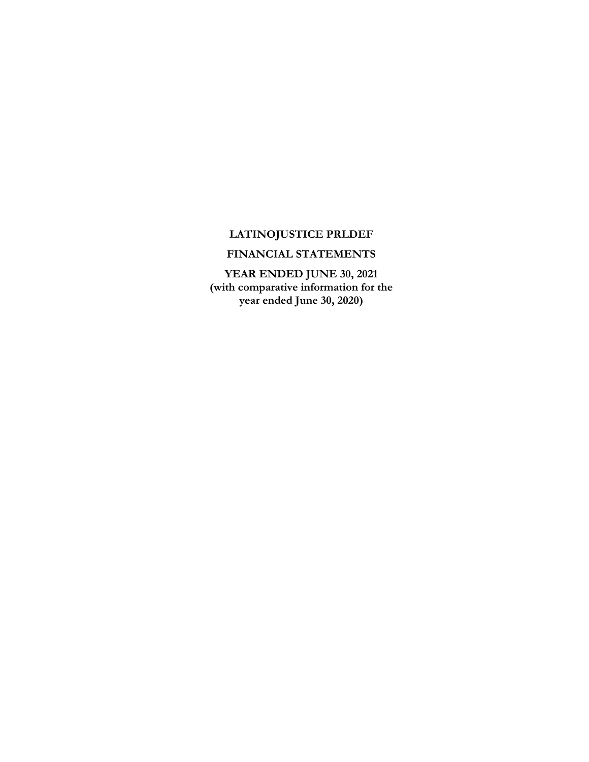# LATINOJUSTICE PRLDEF

## FINANCIAL STATEMENTS

## YEAR ENDED JUNE 30, 2021

**(with comparative information for the year ended June 30, 2020)**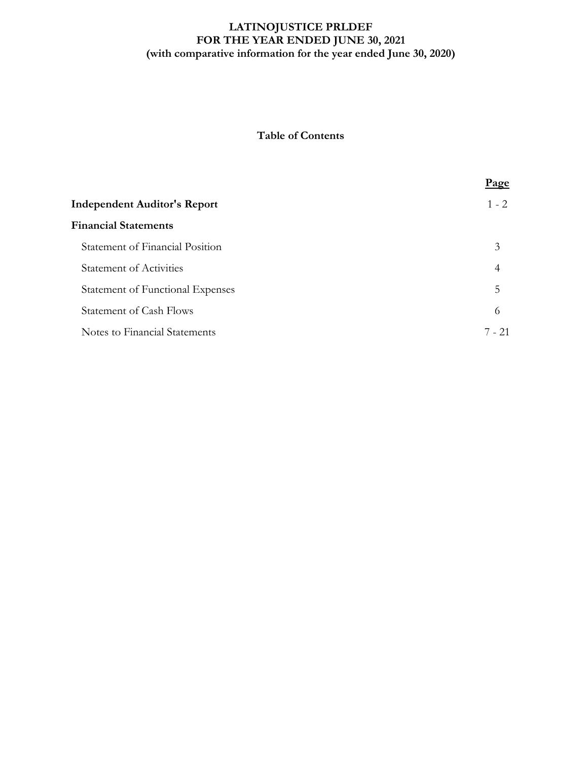# LATINOJUSTICE PRLDEF
## FOR THE YEAR ENDED JUNE 30, 2021
### (with comparative information for the year ended June 30, 2020)

**Table of Contents**

| | **Page** |
|---|---|
| **Independent Auditor's Report** | 1 - 2 |
| **Financial Statements** | |
| Statement of Financial Position | 3 |
| Statement of Activities | 4 |
| Statement of Functional Expenses | 5 |
| Statement of Cash Flows | 6 |
| Notes to Financial Statements | 7 - 21 |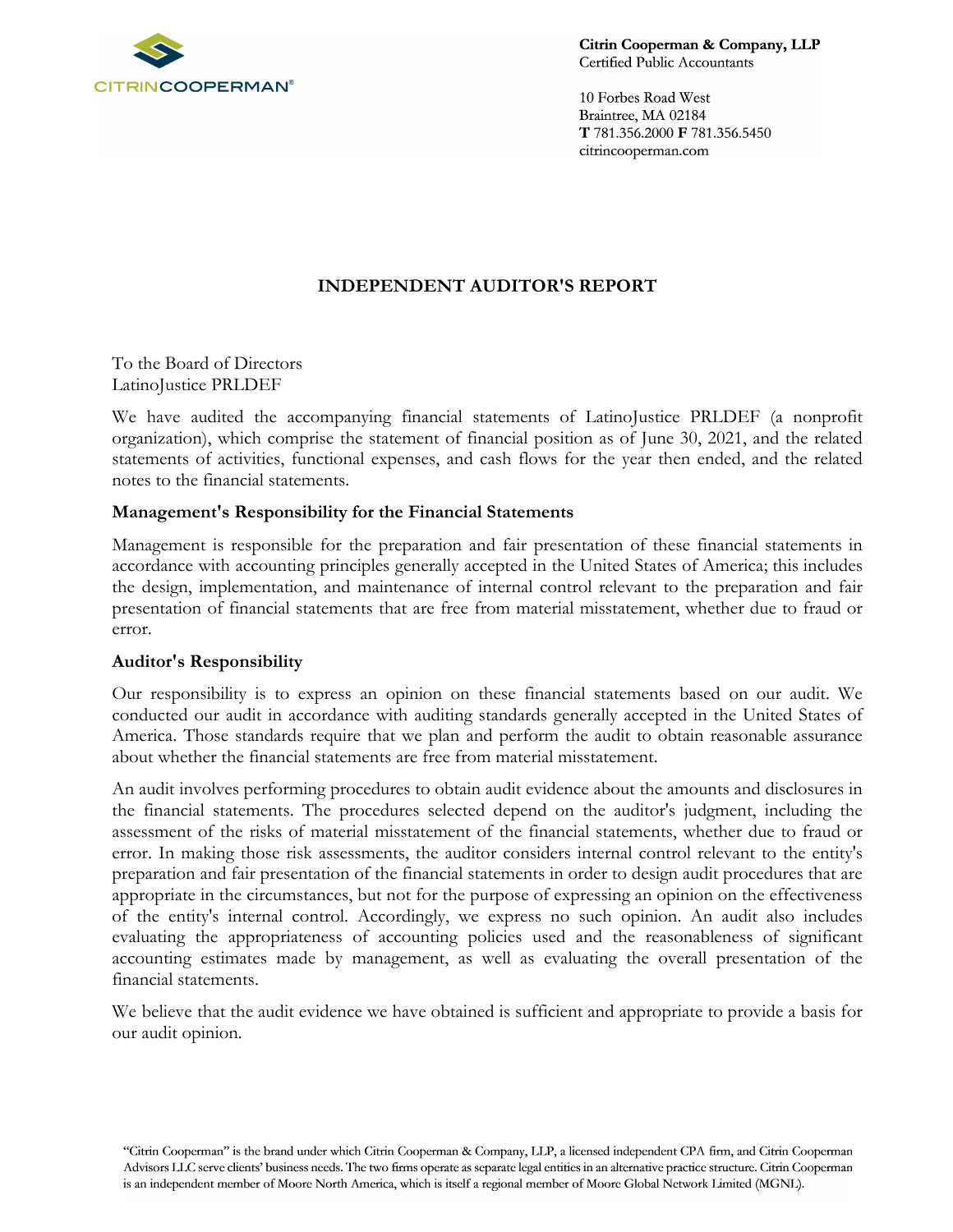Citrin Cooperman & Company, LLP
Certified Public Accountants

10 Forbes Road West
Braintree, MA 02184
**T** 781.356.2000 **F** 781.356.5450
citrincooperman.com

## INDEPENDENT AUDITOR'S REPORT

To the Board of Directors
LatinoJustice PRLDEF

We have audited the accompanying financial statements of LatinoJustice PRLDEF (a nonprofit organization), which comprise the statement of financial position as of June 30, 2021, and the related statements of activities, functional expenses, and cash flows for the year then ended, and the related notes to the financial statements.

### Management's Responsibility for the Financial Statements

Management is responsible for the preparation and fair presentation of these financial statements in accordance with accounting principles generally accepted in the United States of America; this includes the design, implementation, and maintenance of internal control relevant to the preparation and fair presentation of financial statements that are free from material misstatement, whether due to fraud or error.

### Auditor's Responsibility

Our responsibility is to express an opinion on these financial statements based on our audit. We conducted our audit in accordance with auditing standards generally accepted in the United States of America. Those standards require that we plan and perform the audit to obtain reasonable assurance about whether the financial statements are free from material misstatement.

An audit involves performing procedures to obtain audit evidence about the amounts and disclosures in the financial statements. The procedures selected depend on the auditor's judgment, including the assessment of the risks of material misstatement of the financial statements, whether due to fraud or error. In making those risk assessments, the auditor considers internal control relevant to the entity's preparation and fair presentation of the financial statements in order to design audit procedures that are appropriate in the circumstances, but not for the purpose of expressing an opinion on the effectiveness of the entity's internal control. Accordingly, we express no such opinion. An audit also includes evaluating the appropriateness of accounting policies used and the reasonableness of significant accounting estimates made by management, as well as evaluating the overall presentation of the financial statements.

We believe that the audit evidence we have obtained is sufficient and appropriate to provide a basis for our audit opinion.

"Citrin Cooperman" is the brand under which Citrin Cooperman & Company, LLP, a licensed independent CPA firm, and Citrin Cooperman Advisors LLC serve clients' business needs. The two firms operate as separate legal entities in an alternative practice structure. Citrin Cooperman is an independent member of Moore North America, which is itself a regional member of Moore Global Network Limited (MGNL).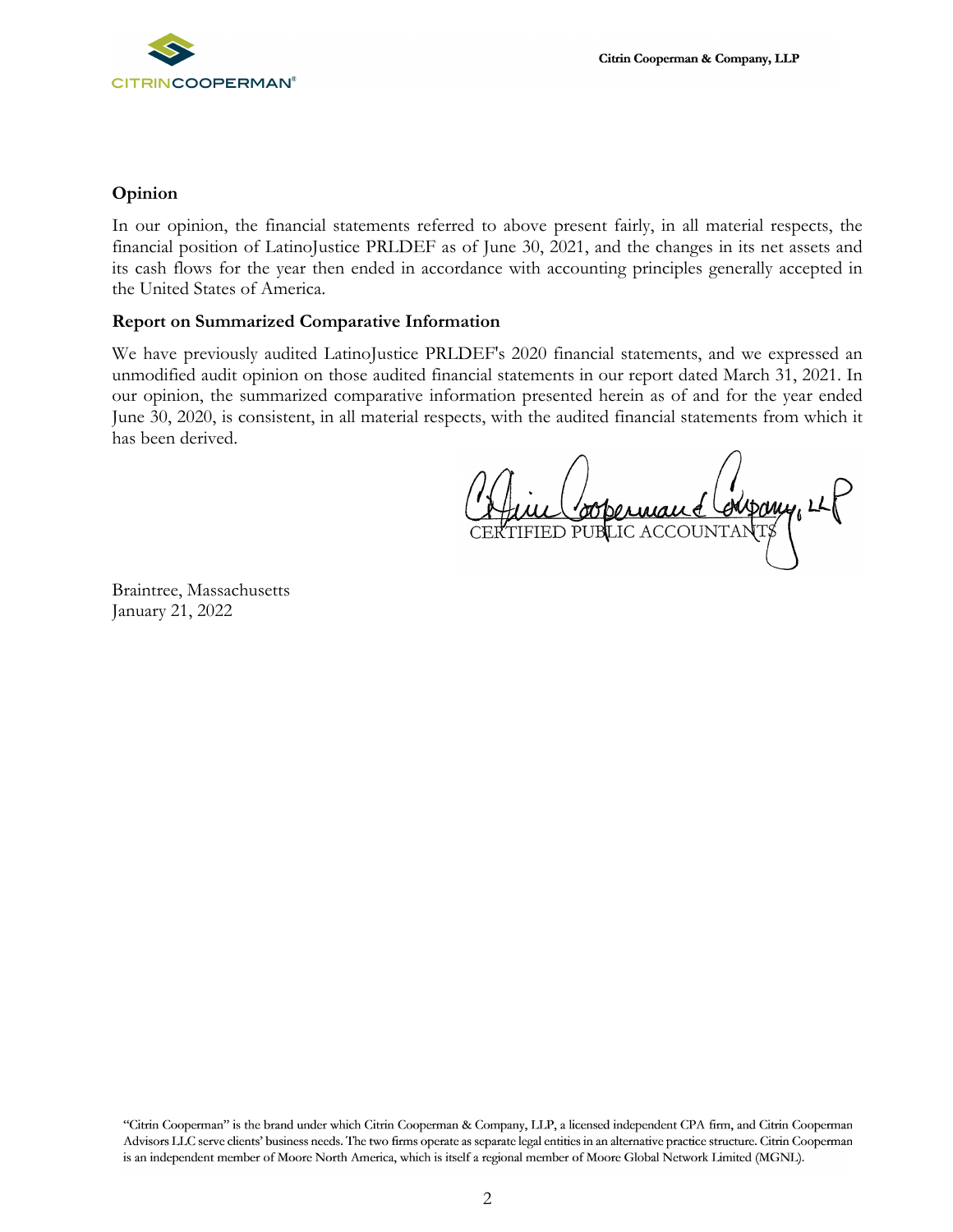## Opinion

In our opinion, the financial statements referred to above present fairly, in all material respects, the financial position of LatinoJustice PRLDEF as of June 30, 2021, and the changes in its net assets and its cash flows for the year then ended in accordance with accounting principles generally accepted in the United States of America.

## Report on Summarized Comparative Information

We have previously audited LatinoJustice PRLDEF's 2020 financial statements, and we expressed an unmodified audit opinion on those audited financial statements in our report dated March 31, 2021. In our opinion, the summarized comparative information presented herein as of and for the year ended June 30, 2020, is consistent, in all material respects, with the audited financial statements from which it has been derived.

Citrin Cooperman & Company, LLP
CERTIFIED PUBLIC ACCOUNTANTS

Braintree, Massachusetts
January 21, 2022

"Citrin Cooperman" is the brand under which Citrin Cooperman & Company, LLP, a licensed independent CPA firm, and Citrin Cooperman Advisors LLC serve clients' business needs. The two firms operate as separate legal entities in an alternative practice structure. Citrin Cooperman is an independent member of Moore North America, which is itself a regional member of Moore Global Network Limited (MGNL).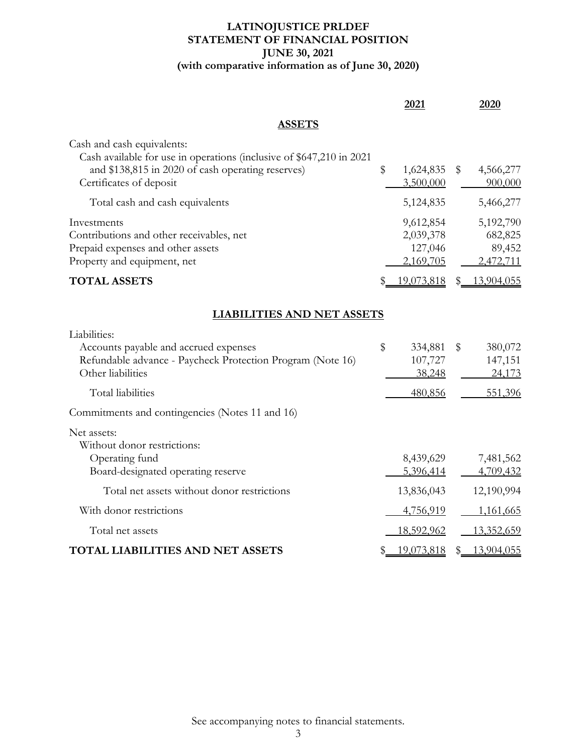# LATINOJUSTICE PRLDEF
## STATEMENT OF FINANCIAL POSITION
### JUNE 30, 2021
### (with comparative information as of June 30, 2020)

| | 2021 | 2020 |
|---|---|---|
| **ASSETS** | | |
| Cash and cash equivalents: | | |
| Cash available for use in operations (inclusive of $647,210 in 2021 and $138,815 in 2020 of cash operating reserves) | $ 1,624,835 | $ 4,566,277 |
| Certificates of deposit | 3,500,000 | 900,000 |
| Total cash and cash equivalents | 5,124,835 | 5,466,277 |
| Investments | 9,612,854 | 5,192,790 |
| Contributions and other receivables, net | 2,039,378 | 682,825 |
| Prepaid expenses and other assets | 127,046 | 89,452 |
| Property and equipment, net | 2,169,705 | 2,472,711 |
| **TOTAL ASSETS** | $ 19,073,818 | $ 13,904,055 |
| **LIABILITIES AND NET ASSETS** | | |
| Liabilities: | | |
| Accounts payable and accrued expenses | $ 334,881 | $ 380,072 |
| Refundable advance - Paycheck Protection Program (Note 16) | 107,727 | 147,151 |
| Other liabilities | 38,248 | 24,173 |
| Total liabilities | 480,856 | 551,396 |
| Commitments and contingencies (Notes 11 and 16) | | |
| Net assets: | | |
| Without donor restrictions: | | |
| Operating fund | 8,439,629 | 7,481,562 |
| Board-designated operating reserve | 5,396,414 | 4,709,432 |
| Total net assets without donor restrictions | 13,836,043 | 12,190,994 |
| With donor restrictions | 4,756,919 | 1,161,665 |
| Total net assets | 18,592,962 | 13,352,659 |
| **TOTAL LIABILITIES AND NET ASSETS** | $ 19,073,818 | $ 13,904,055 |

See accompanying notes to financial statements.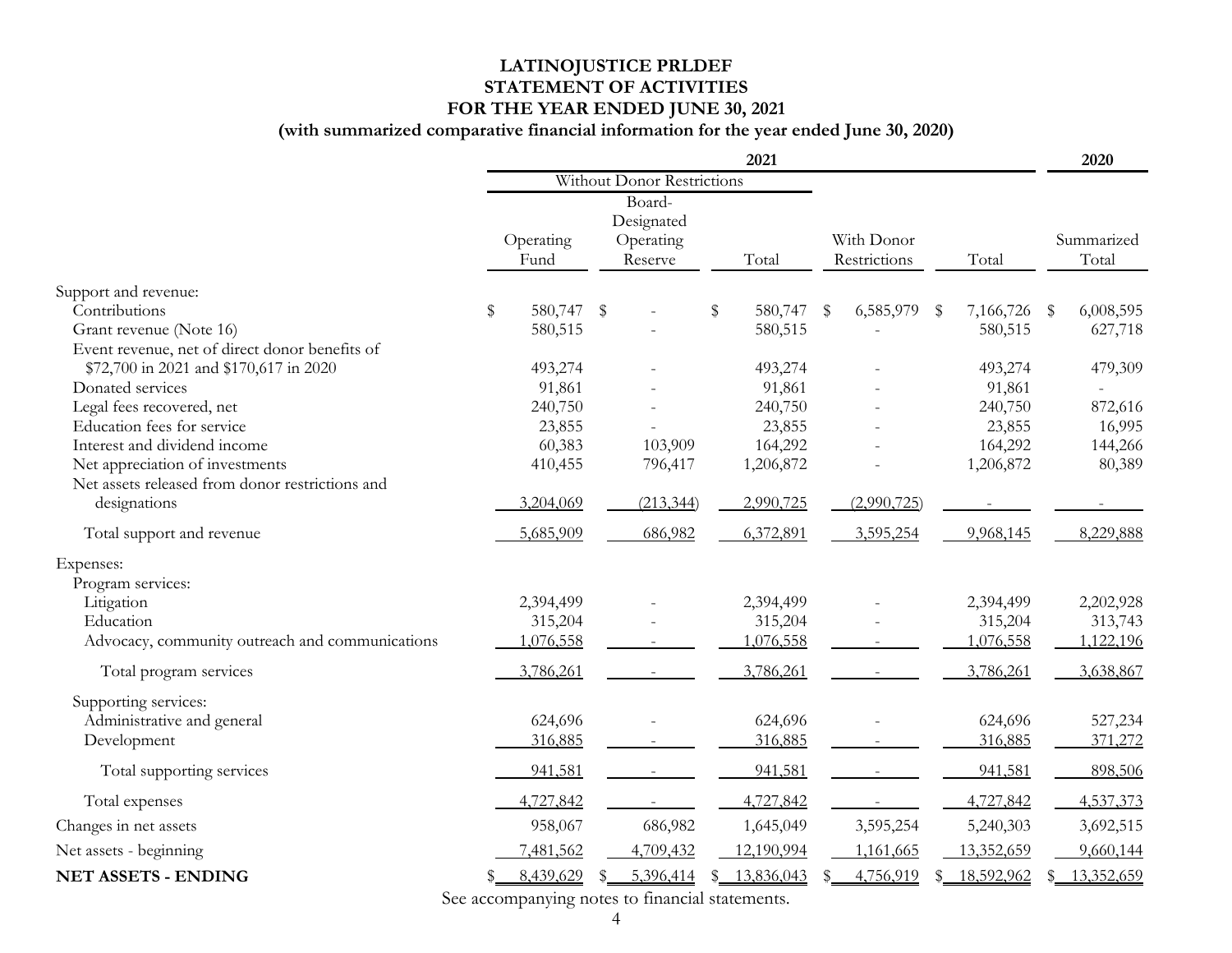# LATINOJUSTICE PRLDEF
## STATEMENT OF ACTIVITIES
## FOR THE YEAR ENDED JUNE 30, 2021
### (with summarized comparative financial information for the year ended June 30, 2020)

| | 2021 | | | | | 2020 |
|---|---|---|---|---|---|---|
| | Without Donor Restrictions | | | | | |
| | Operating Fund | Board-Designated Operating Reserve | Total | With Donor Restrictions | Total | Summarized Total |
| Support and revenue: | | | | | | |
| Contributions | $ 580,747 | $ - | $ 580,747 | $ 6,585,979 | $ 7,166,726 | $ 6,008,595 |
| Grant revenue (Note 16) | 580,515 | - | 580,515 | - | 580,515 | 627,718 |
| Event revenue, net of direct donor benefits of $72,700 in 2021 and $170,617 in 2020 | 493,274 | - | 493,274 | - | 493,274 | 479,309 |
| Donated services | 91,861 | - | 91,861 | - | 91,861 | - |
| Legal fees recovered, net | 240,750 | - | 240,750 | - | 240,750 | 872,616 |
| Education fees for service | 23,855 | - | 23,855 | - | 23,855 | 16,995 |
| Interest and dividend income | 60,383 | 103,909 | 164,292 | - | 164,292 | 144,266 |
| Net appreciation of investments | 410,455 | 796,417 | 1,206,872 | - | 1,206,872 | 80,389 |
| Net assets released from donor restrictions and designations | 3,204,069 | (213,344) | 2,990,725 | (2,990,725) | - | - |
| Total support and revenue | 5,685,909 | 686,982 | 6,372,891 | 3,595,254 | 9,968,145 | 8,229,888 |
| Expenses: | | | | | | |
| Program services: | | | | | | |
| Litigation | 2,394,499 | - | 2,394,499 | - | 2,394,499 | 2,202,928 |
| Education | 315,204 | - | 315,204 | - | 315,204 | 313,743 |
| Advocacy, community outreach and communications | 1,076,558 | - | 1,076,558 | - | 1,076,558 | 1,122,196 |
| Total program services | 3,786,261 | - | 3,786,261 | - | 3,786,261 | 3,638,867 |
| Supporting services: | | | | | | |
| Administrative and general | 624,696 | - | 624,696 | - | 624,696 | 527,234 |
| Development | 316,885 | - | 316,885 | - | 316,885 | 371,272 |
| Total supporting services | 941,581 | - | 941,581 | - | 941,581 | 898,506 |
| Total expenses | 4,727,842 | - | 4,727,842 | - | 4,727,842 | 4,537,373 |
| Changes in net assets | 958,067 | 686,982 | 1,645,049 | 3,595,254 | 5,240,303 | 3,692,515 |
| Net assets - beginning | 7,481,562 | 4,709,432 | 12,190,994 | 1,161,665 | 13,352,659 | 9,660,144 |
| **NET ASSETS - ENDING** | $ 8,439,629 | $ 5,396,414 | $ 13,836,043 | $ 4,756,919 | $ 18,592,962 | $ 13,352,659 |

See accompanying notes to financial statements.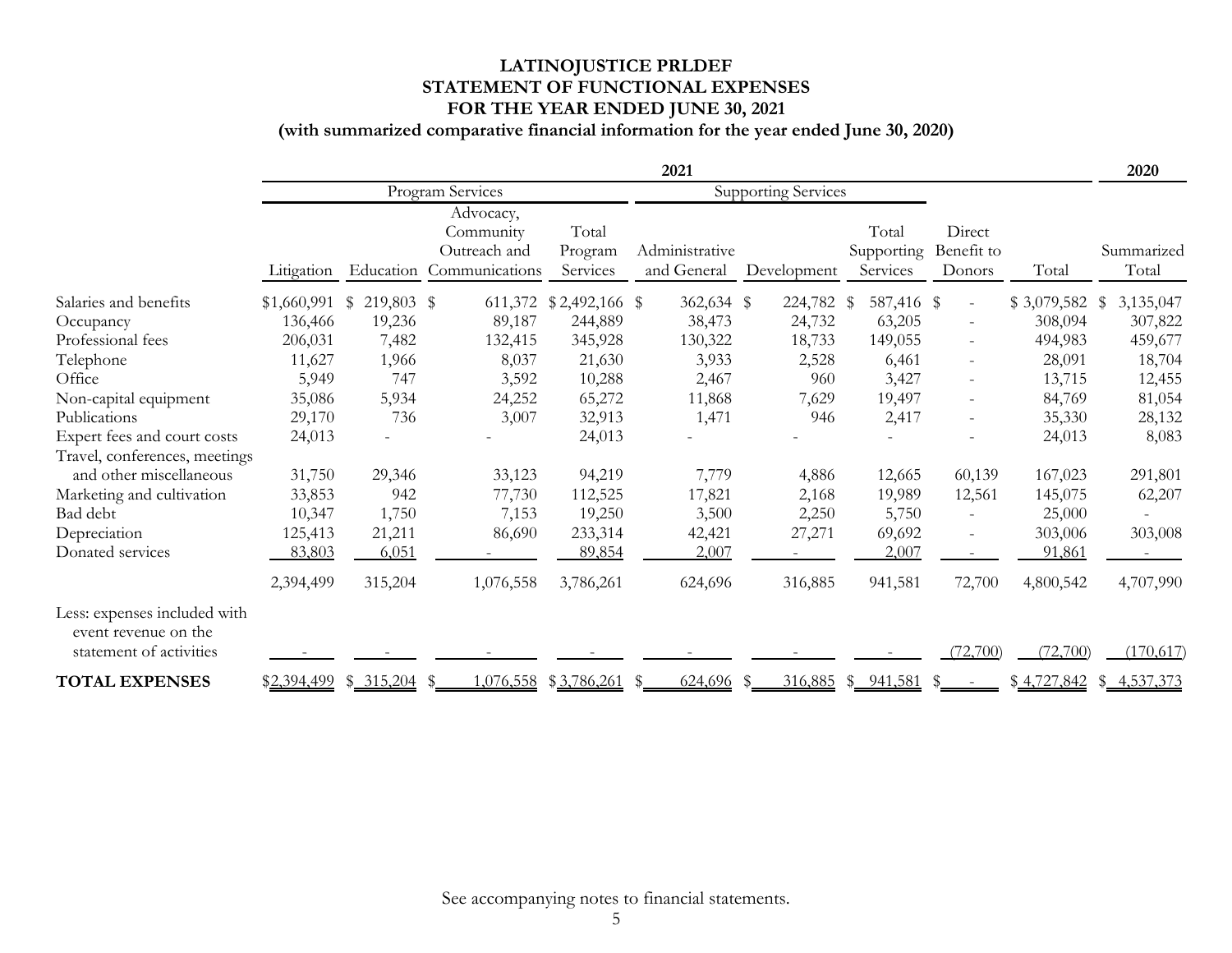# LATINOJUSTICE PRLDEF
## STATEMENT OF FUNCTIONAL EXPENSES
## FOR THE YEAR ENDED JUNE 30, 2021
### (with summarized comparative financial information for the year ended June 30, 2020)

| | 2021 | | | | | | | | | | 2020 |
|---|---|---|---|---|---|---|---|---|---|---|---|
| | Program Services | | | | Supporting Services | | | | | | |
| | Litigation | Education | Advocacy, Community Outreach and Communications | Total Program Services | Administrative and General | Development | Total Supporting Services | Direct Benefit to Donors | Total | | Summarized Total |
| Salaries and benefits | $1,660,991 | $ 219,803 | $ 611,372 | $ 2,492,166 | $ 362,634 | $ 224,782 | $ 587,416 | $ - | $ 3,079,582 | | $ 3,135,047 |
| Occupancy | 136,466 | 19,236 | 89,187 | 244,889 | 38,473 | 24,732 | 63,205 | - | 308,094 | | 307,822 |
| Professional fees | 206,031 | 7,482 | 132,415 | 345,928 | 130,322 | 18,733 | 149,055 | - | 494,983 | | 459,677 |
| Telephone | 11,627 | 1,966 | 8,037 | 21,630 | 3,933 | 2,528 | 6,461 | - | 28,091 | | 18,704 |
| Office | 5,949 | 747 | 3,592 | 10,288 | 2,467 | 960 | 3,427 | - | 13,715 | | 12,455 |
| Non-capital equipment | 35,086 | 5,934 | 24,252 | 65,272 | 11,868 | 7,629 | 19,497 | - | 84,769 | | 81,054 |
| Publications | 29,170 | 736 | 3,007 | 32,913 | 1,471 | 946 | 2,417 | - | 35,330 | | 28,132 |
| Expert fees and court costs | 24,013 | - | - | 24,013 | - | - | - | - | 24,013 | | 8,083 |
| Travel, conferences, meetings and other miscellaneous | 31,750 | 29,346 | 33,123 | 94,219 | 7,779 | 4,886 | 12,665 | 60,139 | 167,023 | | 291,801 |
| Marketing and cultivation | 33,853 | 942 | 77,730 | 112,525 | 17,821 | 2,168 | 19,989 | 12,561 | 145,075 | | 62,207 |
| Bad debt | 10,347 | 1,750 | 7,153 | 19,250 | 3,500 | 2,250 | 5,750 | - | 25,000 | | - |
| Depreciation | 125,413 | 21,211 | 86,690 | 233,314 | 42,421 | 27,271 | 69,692 | - | 303,006 | | 303,008 |
| Donated services | 83,803 | 6,051 | - | 89,854 | 2,007 | - | 2,007 | - | 91,861 | | - |
| | 2,394,499 | 315,204 | 1,076,558 | 3,786,261 | 624,696 | 316,885 | 941,581 | 72,700 | 4,800,542 | | 4,707,990 |
| Less: expenses included with event revenue on the statement of activities | - | - | - | - | - | - | - | (72,700) | (72,700) | | (170,617) |
| **TOTAL EXPENSES** | $2,394,499 | $ 315,204 | $ 1,076,558 | $ 3,786,261 | $ 624,696 | $ 316,885 | $ 941,581 | $ - | $ 4,727,842 | | $ 4,537,373 |

See accompanying notes to financial statements.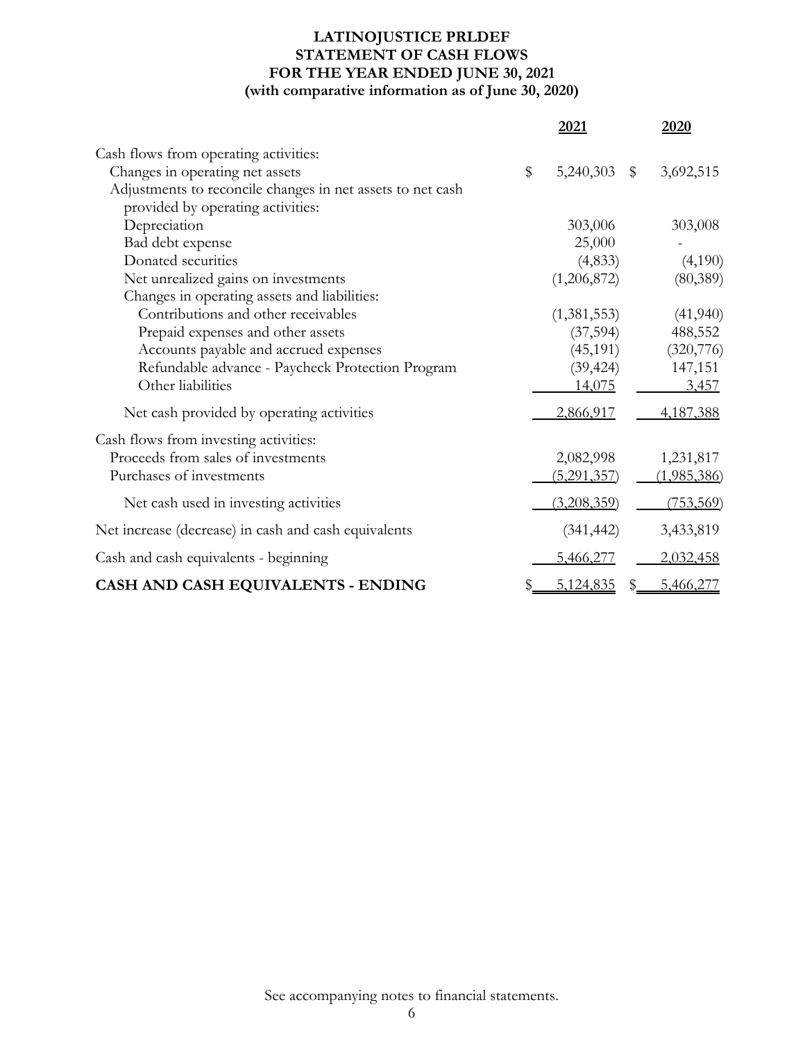# LATINOJUSTICE PRLDEF
## STATEMENT OF CASH FLOWS
## FOR THE YEAR ENDED JUNE 30, 2021
## (with comparative information as of June 30, 2020)

| | 2021 | 2020 |
|---|---|---|
| Cash flows from operating activities: | | |
| Changes in operating net assets | $ 5,240,303 | $ 3,692,515 |
| Adjustments to reconcile changes in net assets to net cash provided by operating activities: | | |
| Depreciation | 303,006 | 303,008 |
| Bad debt expense | 25,000 | - |
| Donated securities | (4,833) | (4,190) |
| Net unrealized gains on investments | (1,206,872) | (80,389) |
| Changes in operating assets and liabilities: | | |
| Contributions and other receivables | (1,381,553) | (41,940) |
| Prepaid expenses and other assets | (37,594) | 488,552 |
| Accounts payable and accrued expenses | (45,191) | (320,776) |
| Refundable advance - Paycheck Protection Program | (39,424) | 147,151 |
| Other liabilities | 14,075 | 3,457 |
| Net cash provided by operating activities | 2,866,917 | 4,187,388 |
| Cash flows from investing activities: | | |
| Proceeds from sales of investments | 2,082,998 | 1,231,817 |
| Purchases of investments | (5,291,357) | (1,985,386) |
| Net cash used in investing activities | (3,208,359) | (753,569) |
| Net increase (decrease) in cash and cash equivalents | (341,442) | 3,433,819 |
| Cash and cash equivalents - beginning | 5,466,277 | 2,032,458 |
| **CASH AND CASH EQUIVALENTS - ENDING** | $ 5,124,835 | $ 5,466,277 |

See accompanying notes to financial statements.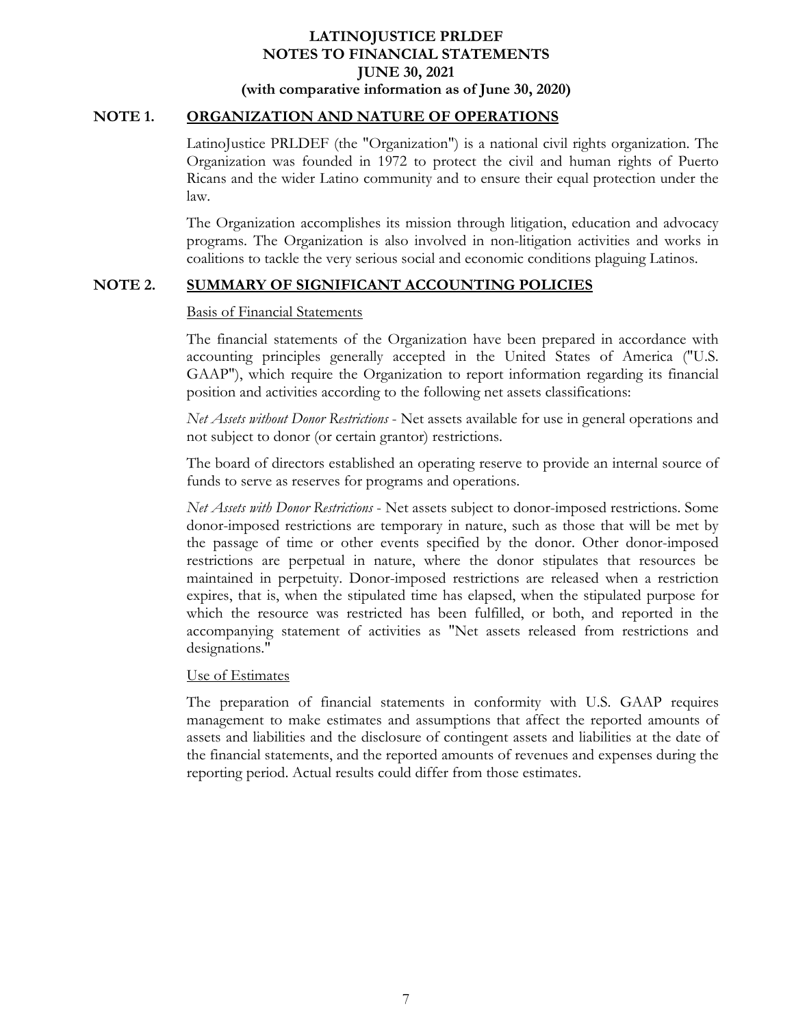# LATINOJUSTICE PRLDEF
## NOTES TO FINANCIAL STATEMENTS
## JUNE 30, 2021
## (with comparative information as of June 30, 2020)

## NOTE 1. ORGANIZATION AND NATURE OF OPERATIONS

LatinoJustice PRLDEF (the "Organization") is a national civil rights organization. The Organization was founded in 1972 to protect the civil and human rights of Puerto Ricans and the wider Latino community and to ensure their equal protection under the law.

The Organization accomplishes its mission through litigation, education and advocacy programs. The Organization is also involved in non-litigation activities and works in coalitions to tackle the very serious social and economic conditions plaguing Latinos.

## NOTE 2. SUMMARY OF SIGNIFICANT ACCOUNTING POLICIES

### Basis of Financial Statements

The financial statements of the Organization have been prepared in accordance with accounting principles generally accepted in the United States of America ("U.S. GAAP"), which require the Organization to report information regarding its financial position and activities according to the following net assets classifications:

*Net Assets without Donor Restrictions* - Net assets available for use in general operations and not subject to donor (or certain grantor) restrictions.

The board of directors established an operating reserve to provide an internal source of funds to serve as reserves for programs and operations.

*Net Assets with Donor Restrictions* - Net assets subject to donor-imposed restrictions. Some donor-imposed restrictions are temporary in nature, such as those that will be met by the passage of time or other events specified by the donor. Other donor-imposed restrictions are perpetual in nature, where the donor stipulates that resources be maintained in perpetuity. Donor-imposed restrictions are released when a restriction expires, that is, when the stipulated time has elapsed, when the stipulated purpose for which the resource was restricted has been fulfilled, or both, and reported in the accompanying statement of activities as "Net assets released from restrictions and designations."

### Use of Estimates

The preparation of financial statements in conformity with U.S. GAAP requires management to make estimates and assumptions that affect the reported amounts of assets and liabilities and the disclosure of contingent assets and liabilities at the date of the financial statements, and the reported amounts of revenues and expenses during the reporting period. Actual results could differ from those estimates.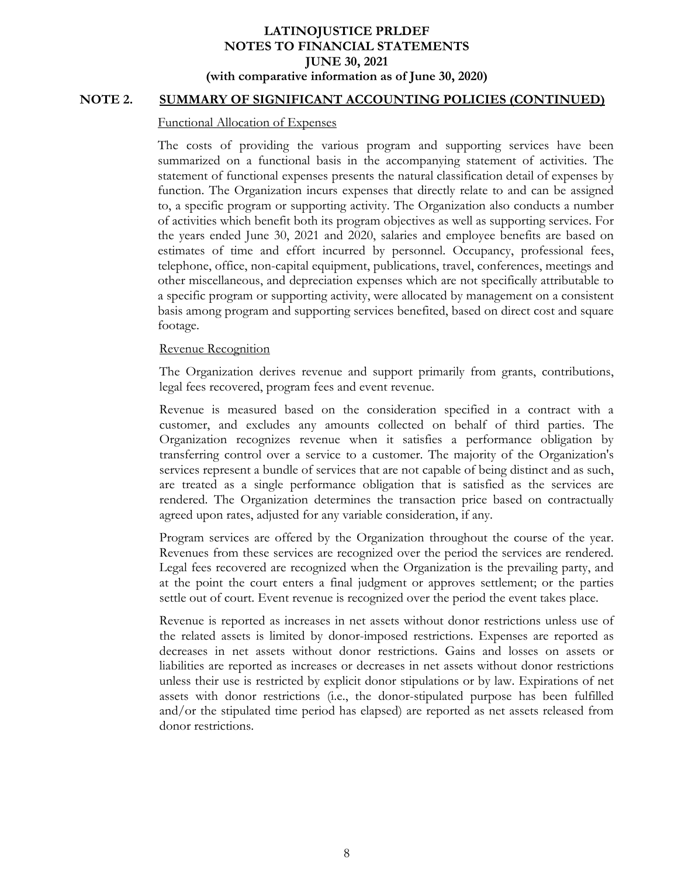## NOTE 2. SUMMARY OF SIGNIFICANT ACCOUNTING POLICIES (CONTINUED)

### Functional Allocation of Expenses

The costs of providing the various program and supporting services have been summarized on a functional basis in the accompanying statement of activities. The statement of functional expenses presents the natural classification detail of expenses by function. The Organization incurs expenses that directly relate to and can be assigned to, a specific program or supporting activity. The Organization also conducts a number of activities which benefit both its program objectives as well as supporting services. For the years ended June 30, 2021 and 2020, salaries and employee benefits are based on estimates of time and effort incurred by personnel. Occupancy, professional fees, telephone, office, non-capital equipment, publications, travel, conferences, meetings and other miscellaneous, and depreciation expenses which are not specifically attributable to a specific program or supporting activity, were allocated by management on a consistent basis among program and supporting services benefited, based on direct cost and square footage.

### Revenue Recognition

The Organization derives revenue and support primarily from grants, contributions, legal fees recovered, program fees and event revenue.

Revenue is measured based on the consideration specified in a contract with a customer, and excludes any amounts collected on behalf of third parties. The Organization recognizes revenue when it satisfies a performance obligation by transferring control over a service to a customer. The majority of the Organization's services represent a bundle of services that are not capable of being distinct and as such, are treated as a single performance obligation that is satisfied as the services are rendered. The Organization determines the transaction price based on contractually agreed upon rates, adjusted for any variable consideration, if any.

Program services are offered by the Organization throughout the course of the year. Revenues from these services are recognized over the period the services are rendered. Legal fees recovered are recognized when the Organization is the prevailing party, and at the point the court enters a final judgment or approves settlement; or the parties settle out of court. Event revenue is recognized over the period the event takes place.

Revenue is reported as increases in net assets without donor restrictions unless use of the related assets is limited by donor-imposed restrictions. Expenses are reported as decreases in net assets without donor restrictions. Gains and losses on assets or liabilities are reported as increases or decreases in net assets without donor restrictions unless their use is restricted by explicit donor stipulations or by law. Expirations of net assets with donor restrictions (i.e., the donor-stipulated purpose has been fulfilled and/or the stipulated time period has elapsed) are reported as net assets released from donor restrictions.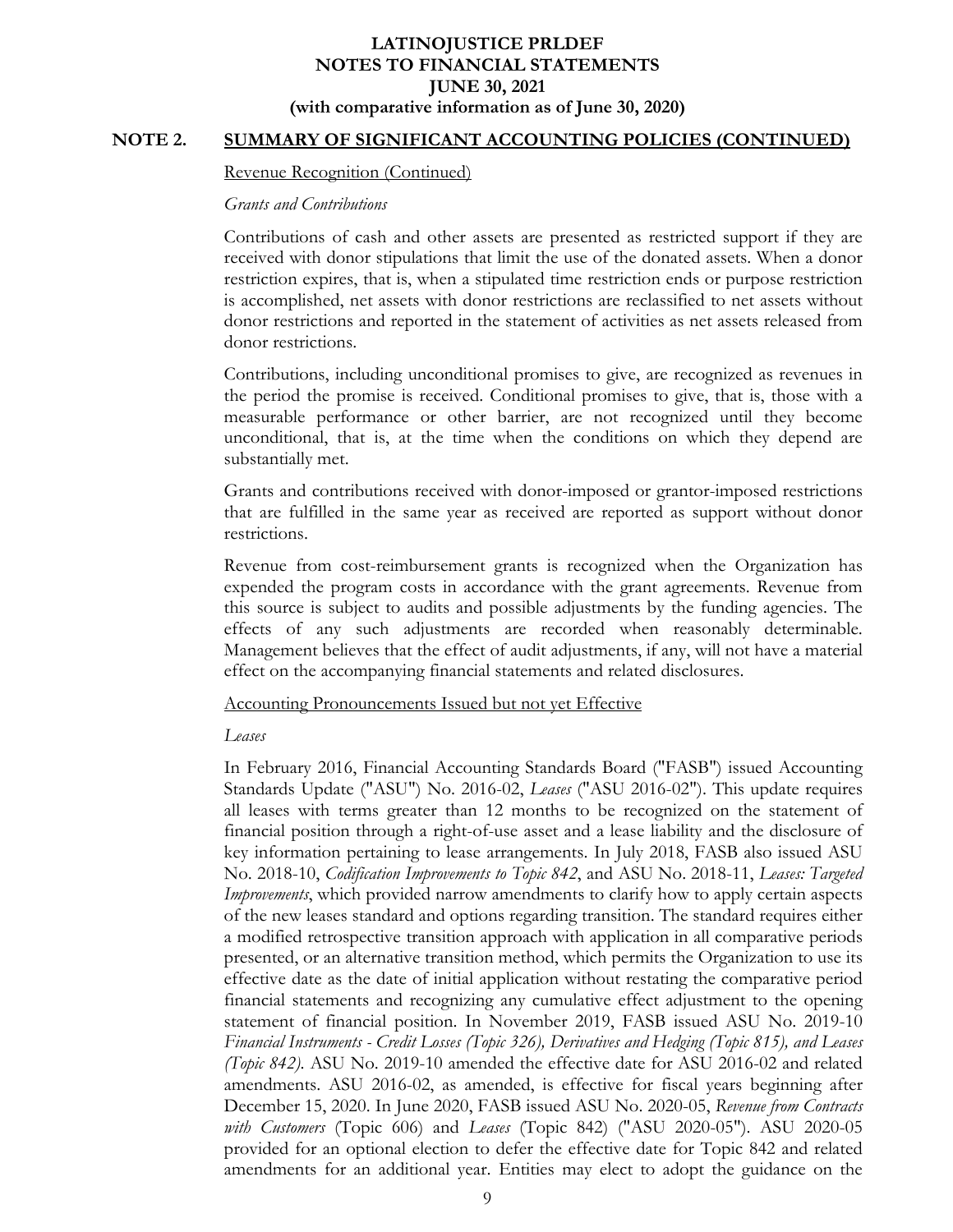## NOTE 2. SUMMARY OF SIGNIFICANT ACCOUNTING POLICIES (CONTINUED)

Revenue Recognition (Continued)

*Grants and Contributions*

Contributions of cash and other assets are presented as restricted support if they are received with donor stipulations that limit the use of the donated assets. When a donor restriction expires, that is, when a stipulated time restriction ends or purpose restriction is accomplished, net assets with donor restrictions are reclassified to net assets without donor restrictions and reported in the statement of activities as net assets released from donor restrictions.

Contributions, including unconditional promises to give, are recognized as revenues in the period the promise is received. Conditional promises to give, that is, those with a measurable performance or other barrier, are not recognized until they become unconditional, that is, at the time when the conditions on which they depend are substantially met.

Grants and contributions received with donor-imposed or grantor-imposed restrictions that are fulfilled in the same year as received are reported as support without donor restrictions.

Revenue from cost-reimbursement grants is recognized when the Organization has expended the program costs in accordance with the grant agreements. Revenue from this source is subject to audits and possible adjustments by the funding agencies. The effects of any such adjustments are recorded when reasonably determinable. Management believes that the effect of audit adjustments, if any, will not have a material effect on the accompanying financial statements and related disclosures.

Accounting Pronouncements Issued but not yet Effective

*Leases*

In February 2016, Financial Accounting Standards Board ("FASB") issued Accounting Standards Update ("ASU") No. 2016-02, *Leases* ("ASU 2016-02"). This update requires all leases with terms greater than 12 months to be recognized on the statement of financial position through a right-of-use asset and a lease liability and the disclosure of key information pertaining to lease arrangements. In July 2018, FASB also issued ASU No. 2018-10, *Codification Improvements to Topic 842*, and ASU No. 2018-11, *Leases: Targeted Improvements*, which provided narrow amendments to clarify how to apply certain aspects of the new leases standard and options regarding transition. The standard requires either a modified retrospective transition approach with application in all comparative periods presented, or an alternative transition method, which permits the Organization to use its effective date as the date of initial application without restating the comparative period financial statements and recognizing any cumulative effect adjustment to the opening statement of financial position. In November 2019, FASB issued ASU No. 2019-10 *Financial Instruments - Credit Losses (Topic 326), Derivatives and Hedging (Topic 815), and Leases (Topic 842).* ASU No. 2019-10 amended the effective date for ASU 2016-02 and related amendments. ASU 2016-02, as amended, is effective for fiscal years beginning after December 15, 2020. In June 2020, FASB issued ASU No. 2020-05, *Revenue from Contracts with Customers* (Topic 606) and *Leases* (Topic 842) ("ASU 2020-05"). ASU 2020-05 provided for an optional election to defer the effective date for Topic 842 and related amendments for an additional year. Entities may elect to adopt the guidance on the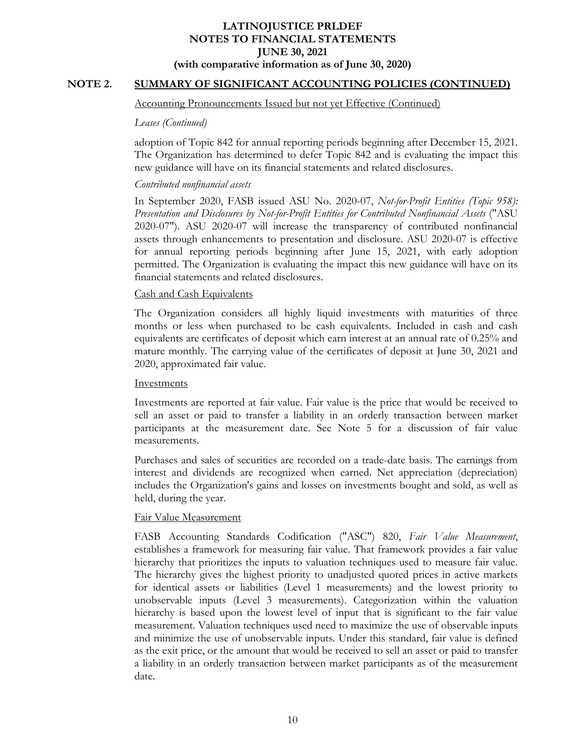## NOTE 2. SUMMARY OF SIGNIFICANT ACCOUNTING POLICIES (CONTINUED)

Accounting Pronouncements Issued but not yet Effective (Continued)

*Leases (Continued)*

adoption of Topic 842 for annual reporting periods beginning after December 15, 2021. The Organization has determined to defer Topic 842 and is evaluating the impact this new guidance will have on its financial statements and related disclosures.

*Contributed nonfinancial assets*

In September 2020, FASB issued ASU No. 2020-07, *Not-for-Profit Entities (Topic 958): Presentation and Disclosures by Not-for-Profit Entities for Contributed Nonfinancial Assets* ("ASU 2020-07"). ASU 2020-07 will increase the transparency of contributed nonfinancial assets through enhancements to presentation and disclosure. ASU 2020-07 is effective for annual reporting periods beginning after June 15, 2021, with early adoption permitted. The Organization is evaluating the impact this new guidance will have on its financial statements and related disclosures.

Cash and Cash Equivalents

The Organization considers all highly liquid investments with maturities of three months or less when purchased to be cash equivalents. Included in cash and cash equivalents are certificates of deposit which earn interest at an annual rate of 0.25% and mature monthly. The carrying value of the certificates of deposit at June 30, 2021 and 2020, approximated fair value.

Investments

Investments are reported at fair value. Fair value is the price that would be received to sell an asset or paid to transfer a liability in an orderly transaction between market participants at the measurement date. See Note 5 for a discussion of fair value measurements.

Purchases and sales of securities are recorded on a trade-date basis. The earnings from interest and dividends are recognized when earned. Net appreciation (depreciation) includes the Organization's gains and losses on investments bought and sold, as well as held, during the year.

Fair Value Measurement

FASB Accounting Standards Codification ("ASC") 820, *Fair Value Measurement*, establishes a framework for measuring fair value. That framework provides a fair value hierarchy that prioritizes the inputs to valuation techniques used to measure fair value. The hierarchy gives the highest priority to unadjusted quoted prices in active markets for identical assets or liabilities (Level 1 measurements) and the lowest priority to unobservable inputs (Level 3 measurements). Categorization within the valuation hierarchy is based upon the lowest level of input that is significant to the fair value measurement. Valuation techniques used need to maximize the use of observable inputs and minimize the use of unobservable inputs. Under this standard, fair value is defined as the exit price, or the amount that would be received to sell an asset or paid to transfer a liability in an orderly transaction between market participants as of the measurement date.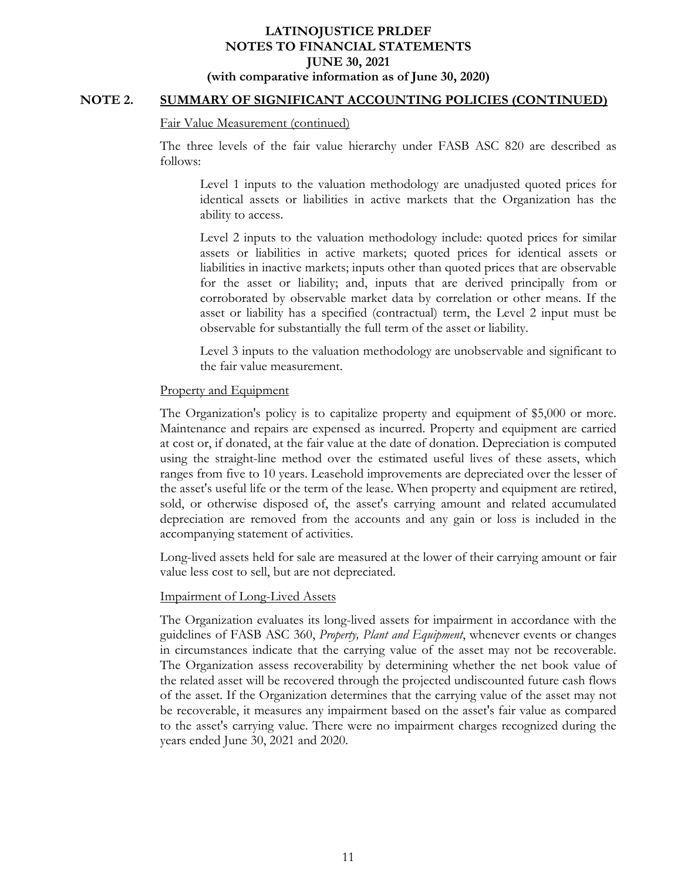## NOTE 2. SUMMARY OF SIGNIFICANT ACCOUNTING POLICIES (CONTINUED)

Fair Value Measurement (continued)

The three levels of the fair value hierarchy under FASB ASC 820 are described as follows:

> Level 1 inputs to the valuation methodology are unadjusted quoted prices for identical assets or liabilities in active markets that the Organization has the ability to access.
>
> Level 2 inputs to the valuation methodology include: quoted prices for similar assets or liabilities in active markets; quoted prices for identical assets or liabilities in inactive markets; inputs other than quoted prices that are observable for the asset or liability; and, inputs that are derived principally from or corroborated by observable market data by correlation or other means. If the asset or liability has a specified (contractual) term, the Level 2 input must be observable for substantially the full term of the asset or liability.
>
> Level 3 inputs to the valuation methodology are unobservable and significant to the fair value measurement.

Property and Equipment

The Organization's policy is to capitalize property and equipment of $5,000 or more. Maintenance and repairs are expensed as incurred. Property and equipment are carried at cost or, if donated, at the fair value at the date of donation. Depreciation is computed using the straight-line method over the estimated useful lives of these assets, which ranges from five to 10 years. Leasehold improvements are depreciated over the lesser of the asset's useful life or the term of the lease. When property and equipment are retired, sold, or otherwise disposed of, the asset's carrying amount and related accumulated depreciation are removed from the accounts and any gain or loss is included in the accompanying statement of activities.

Long-lived assets held for sale are measured at the lower of their carrying amount or fair value less cost to sell, but are not depreciated.

Impairment of Long-Lived Assets

The Organization evaluates its long-lived assets for impairment in accordance with the guidelines of FASB ASC 360, *Property, Plant and Equipment*, whenever events or changes in circumstances indicate that the carrying value of the asset may not be recoverable. The Organization assess recoverability by determining whether the net book value of the related asset will be recovered through the projected undiscounted future cash flows of the asset. If the Organization determines that the carrying value of the asset may not be recoverable, it measures any impairment based on the asset's fair value as compared to the asset's carrying value. There were no impairment charges recognized during the years ended June 30, 2021 and 2020.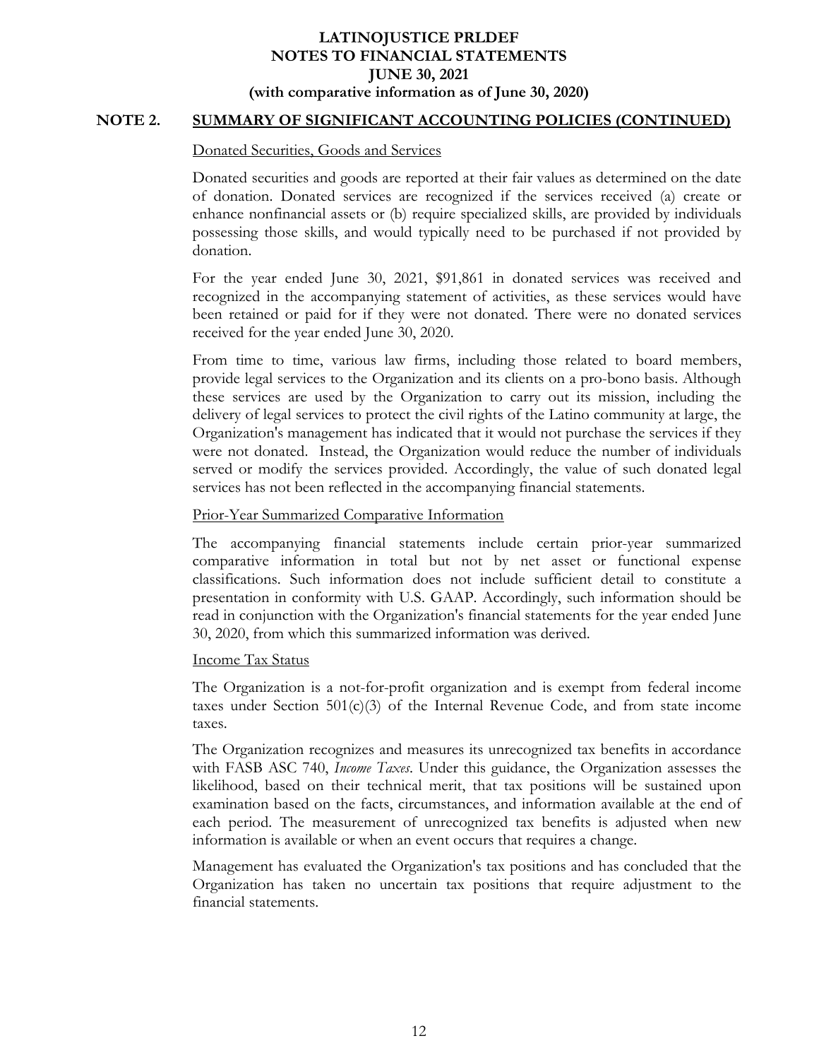## NOTE 2. SUMMARY OF SIGNIFICANT ACCOUNTING POLICIES (CONTINUED)

### Donated Securities, Goods and Services

Donated securities and goods are reported at their fair values as determined on the date of donation. Donated services are recognized if the services received (a) create or enhance nonfinancial assets or (b) require specialized skills, are provided by individuals possessing those skills, and would typically need to be purchased if not provided by donation.

For the year ended June 30, 2021, $91,861 in donated services was received and recognized in the accompanying statement of activities, as these services would have been retained or paid for if they were not donated. There were no donated services received for the year ended June 30, 2020.

From time to time, various law firms, including those related to board members, provide legal services to the Organization and its clients on a pro-bono basis. Although these services are used by the Organization to carry out its mission, including the delivery of legal services to protect the civil rights of the Latino community at large, the Organization's management has indicated that it would not purchase the services if they were not donated. Instead, the Organization would reduce the number of individuals served or modify the services provided. Accordingly, the value of such donated legal services has not been reflected in the accompanying financial statements.

### Prior-Year Summarized Comparative Information

The accompanying financial statements include certain prior-year summarized comparative information in total but not by net asset or functional expense classifications. Such information does not include sufficient detail to constitute a presentation in conformity with U.S. GAAP. Accordingly, such information should be read in conjunction with the Organization's financial statements for the year ended June 30, 2020, from which this summarized information was derived.

### Income Tax Status

The Organization is a not-for-profit organization and is exempt from federal income taxes under Section 501(c)(3) of the Internal Revenue Code, and from state income taxes.

The Organization recognizes and measures its unrecognized tax benefits in accordance with FASB ASC 740, *Income Taxes*. Under this guidance, the Organization assesses the likelihood, based on their technical merit, that tax positions will be sustained upon examination based on the facts, circumstances, and information available at the end of each period. The measurement of unrecognized tax benefits is adjusted when new information is available or when an event occurs that requires a change.

Management has evaluated the Organization's tax positions and has concluded that the Organization has taken no uncertain tax positions that require adjustment to the financial statements.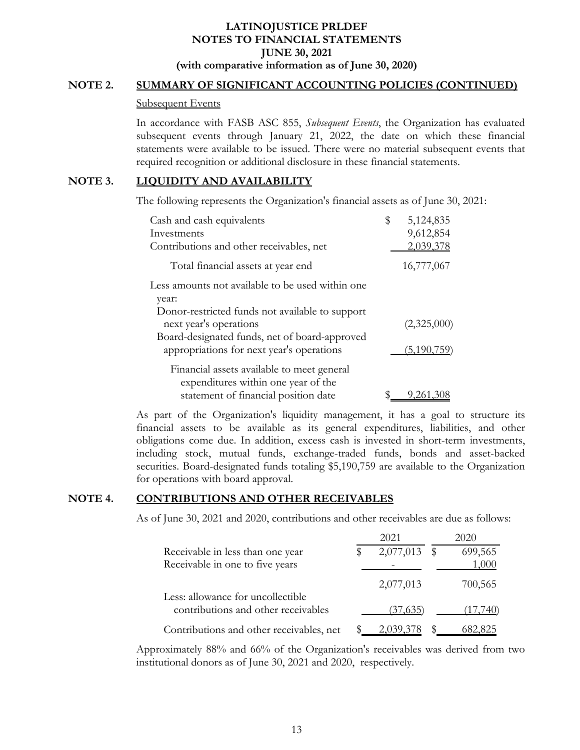**LATINOJUSTICE PRLDEF**
**NOTES TO FINANCIAL STATEMENTS**
**JUNE 30, 2021**
**(with comparative information as of June 30, 2020)**

## NOTE 2. SUMMARY OF SIGNIFICANT ACCOUNTING POLICIES (CONTINUED)

Subsequent Events

In accordance with FASB ASC 855, *Subsequent Events*, the Organization has evaluated subsequent events through January 21, 2022, the date on which these financial statements were available to be issued. There were no material subsequent events that required recognition or additional disclosure in these financial statements.

## NOTE 3. LIQUIDITY AND AVAILABILITY

The following represents the Organization's financial assets as of June 30, 2021:

| | |
|---|---|
| Cash and cash equivalents | $ 5,124,835 |
| Investments | 9,612,854 |
| Contributions and other receivables, net | 2,039,378 |
| Total financial assets at year end | 16,777,067 |
| Less amounts not available to be used within one year: | |
| Donor-restricted funds not available to support next year's operations | (2,325,000) |
| Board-designated funds, net of board-approved appropriations for next year's operations | (5,190,759) |
| Financial assets available to meet general expenditures within one year of the statement of financial position date | $ 9,261,308 |

As part of the Organization's liquidity management, it has a goal to structure its financial assets to be available as its general expenditures, liabilities, and other obligations come due. In addition, excess cash is invested in short-term investments, including stock, mutual funds, exchange-traded funds, bonds and asset-backed securities. Board-designated funds totaling $5,190,759 are available to the Organization for operations with board approval.

## NOTE 4. CONTRIBUTIONS AND OTHER RECEIVABLES

As of June 30, 2021 and 2020, contributions and other receivables are due as follows:

| | 2021 | 2020 |
|---|---|---|
| Receivable in less than one year | $ 2,077,013 | $ 699,565 |
| Receivable in one to five years | - | 1,000 |
| | 2,077,013 | 700,565 |
| Less: allowance for uncollectible contributions and other receivables | (37,635) | (17,740) |
| Contributions and other receivables, net | $ 2,039,378 | $ 682,825 |

Approximately 88% and 66% of the Organization's receivables was derived from two institutional donors as of June 30, 2021 and 2020, respectively.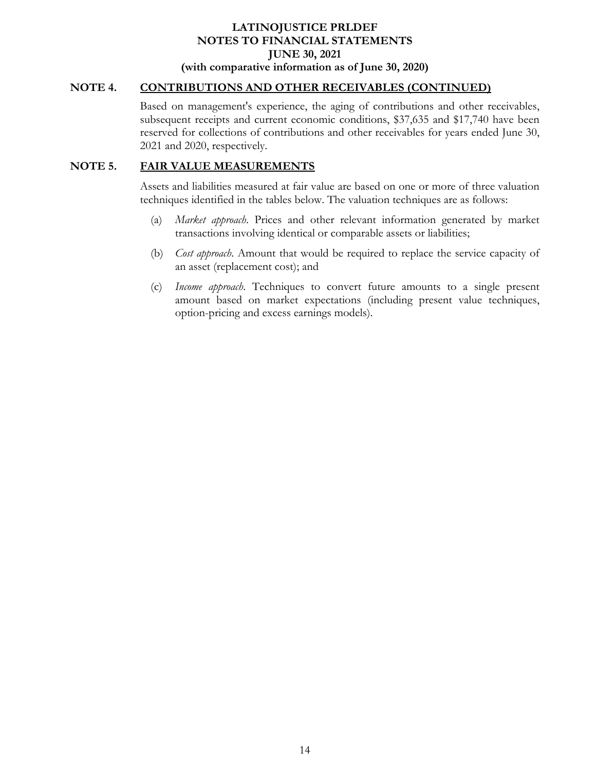## NOTE 4. CONTRIBUTIONS AND OTHER RECEIVABLES (CONTINUED)

Based on management's experience, the aging of contributions and other receivables, subsequent receipts and current economic conditions, $37,635 and $17,740 have been reserved for collections of contributions and other receivables for years ended June 30, 2021 and 2020, respectively.

## NOTE 5. FAIR VALUE MEASUREMENTS

Assets and liabilities measured at fair value are based on one or more of three valuation techniques identified in the tables below. The valuation techniques are as follows:

(a) *Market approach*. Prices and other relevant information generated by market transactions involving identical or comparable assets or liabilities;

(b) *Cost approach*. Amount that would be required to replace the service capacity of an asset (replacement cost); and

(c) *Income approach*. Techniques to convert future amounts to a single present amount based on market expectations (including present value techniques, option-pricing and excess earnings models).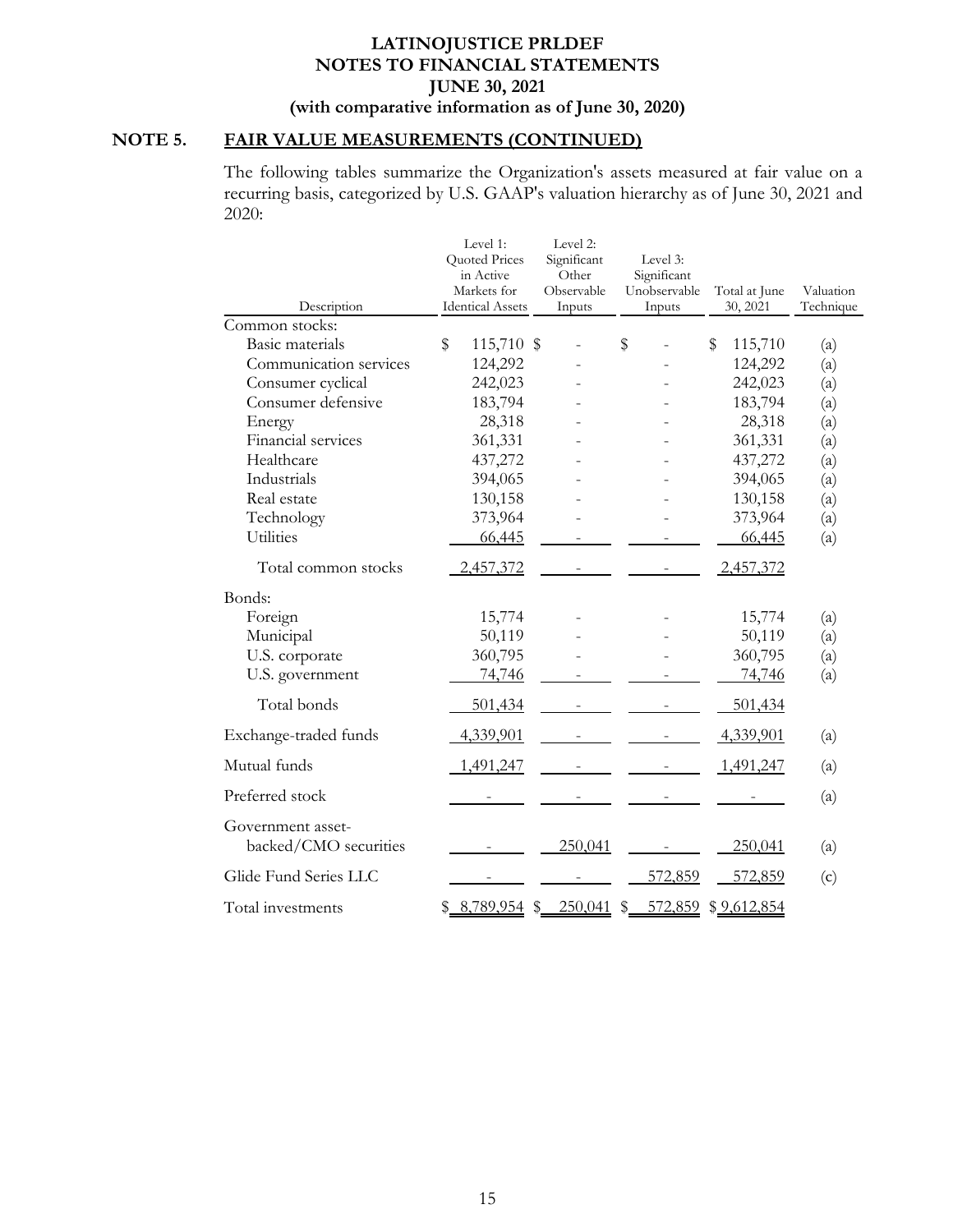**LATINOJUSTICE PRLDEF**
**NOTES TO FINANCIAL STATEMENTS**
**JUNE 30, 2021**
**(with comparative information as of June 30, 2020)**

## NOTE 5. FAIR VALUE MEASUREMENTS (CONTINUED)

The following tables summarize the Organization's assets measured at fair value on a recurring basis, categorized by U.S. GAAP's valuation hierarchy as of June 30, 2021 and 2020:

| Description | Level 1: Quoted Prices in Active Markets for Identical Assets | Level 2: Significant Other Observable Inputs | Level 3: Significant Unobservable Inputs | Total at June 30, 2021 | Valuation Technique |
|---|---|---|---|---|---|
| Common stocks: | | | | | |
| Basic materials | $ 115,710 | $ - | $ - | $ 115,710 | (a) |
| Communication services | 124,292 | - | - | 124,292 | (a) |
| Consumer cyclical | 242,023 | - | - | 242,023 | (a) |
| Consumer defensive | 183,794 | - | - | 183,794 | (a) |
| Energy | 28,318 | - | - | 28,318 | (a) |
| Financial services | 361,331 | - | - | 361,331 | (a) |
| Healthcare | 437,272 | - | - | 437,272 | (a) |
| Industrials | 394,065 | - | - | 394,065 | (a) |
| Real estate | 130,158 | - | - | 130,158 | (a) |
| Technology | 373,964 | - | - | 373,964 | (a) |
| Utilities | 66,445 | - | - | 66,445 | (a) |
| Total common stocks | 2,457,372 | - | - | 2,457,372 | |
| Bonds: | | | | | |
| Foreign | 15,774 | - | - | 15,774 | (a) |
| Municipal | 50,119 | - | - | 50,119 | (a) |
| U.S. corporate | 360,795 | - | - | 360,795 | (a) |
| U.S. government | 74,746 | - | - | 74,746 | (a) |
| Total bonds | 501,434 | - | - | 501,434 | |
| Exchange-traded funds | 4,339,901 | - | - | 4,339,901 | (a) |
| Mutual funds | 1,491,247 | - | - | 1,491,247 | (a) |
| Preferred stock | - | - | - | - | (a) |
| Government asset-backed/CMO securities | - | 250,041 | - | 250,041 | (a) |
| Glide Fund Series LLC | - | - | 572,859 | 572,859 | (c) |
| Total investments | $ 8,789,954 | $ 250,041 | $ 572,859 | $ 9,612,854 | |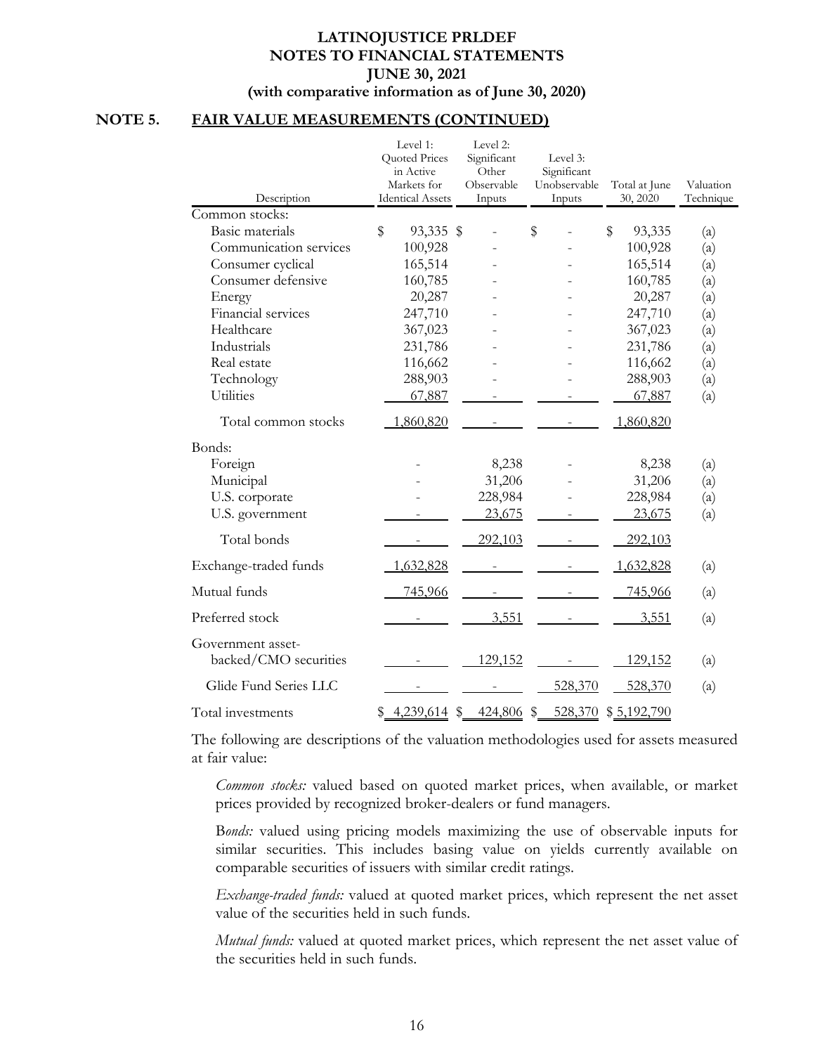## NOTE 5. FAIR VALUE MEASUREMENTS (CONTINUED)

| Description | Level 1: Quoted Prices in Active Markets for Identical Assets | Level 2: Significant Other Observable Inputs | Level 3: Significant Unobservable Inputs | Total at June 30, 2020 | Valuation Technique |
|---|---|---|---|---|---|
| Common stocks: | | | | | |
| Basic materials | $ 93,335 | $ - | $ - | $ 93,335 | (a) |
| Communication services | 100,928 | - | - | 100,928 | (a) |
| Consumer cyclical | 165,514 | - | - | 165,514 | (a) |
| Consumer defensive | 160,785 | - | - | 160,785 | (a) |
| Energy | 20,287 | - | - | 20,287 | (a) |
| Financial services | 247,710 | - | - | 247,710 | (a) |
| Healthcare | 367,023 | - | - | 367,023 | (a) |
| Industrials | 231,786 | - | - | 231,786 | (a) |
| Real estate | 116,662 | - | - | 116,662 | (a) |
| Technology | 288,903 | - | - | 288,903 | (a) |
| Utilities | 67,887 | - | - | 67,887 | (a) |
| Total common stocks | 1,860,820 | - | - | 1,860,820 | |
| Bonds: | | | | | |
| Foreign | - | 8,238 | - | 8,238 | (a) |
| Municipal | - | 31,206 | - | 31,206 | (a) |
| U.S. corporate | - | 228,984 | - | 228,984 | (a) |
| U.S. government | - | 23,675 | - | 23,675 | (a) |
| Total bonds | - | 292,103 | - | 292,103 | |
| Exchange-traded funds | 1,632,828 | - | - | 1,632,828 | (a) |
| Mutual funds | 745,966 | - | - | 745,966 | (a) |
| Preferred stock | - | 3,551 | - | 3,551 | (a) |
| Government asset-backed/CMO securities | - | 129,152 | - | 129,152 | (a) |
| Glide Fund Series LLC | - | - | 528,370 | 528,370 | (a) |
| Total investments | $ 4,239,614 | $ 424,806 | $ 528,370 | $ 5,192,790 | |

The following are descriptions of the valuation methodologies used for assets measured at fair value:

*Common stocks:* valued based on quoted market prices, when available, or market prices provided by recognized broker-dealers or fund managers.

*Bonds:* valued using pricing models maximizing the use of observable inputs for similar securities. This includes basing value on yields currently available on comparable securities of issuers with similar credit ratings.

*Exchange-traded funds:* valued at quoted market prices, which represent the net asset value of the securities held in such funds.

*Mutual funds:* valued at quoted market prices, which represent the net asset value of the securities held in such funds.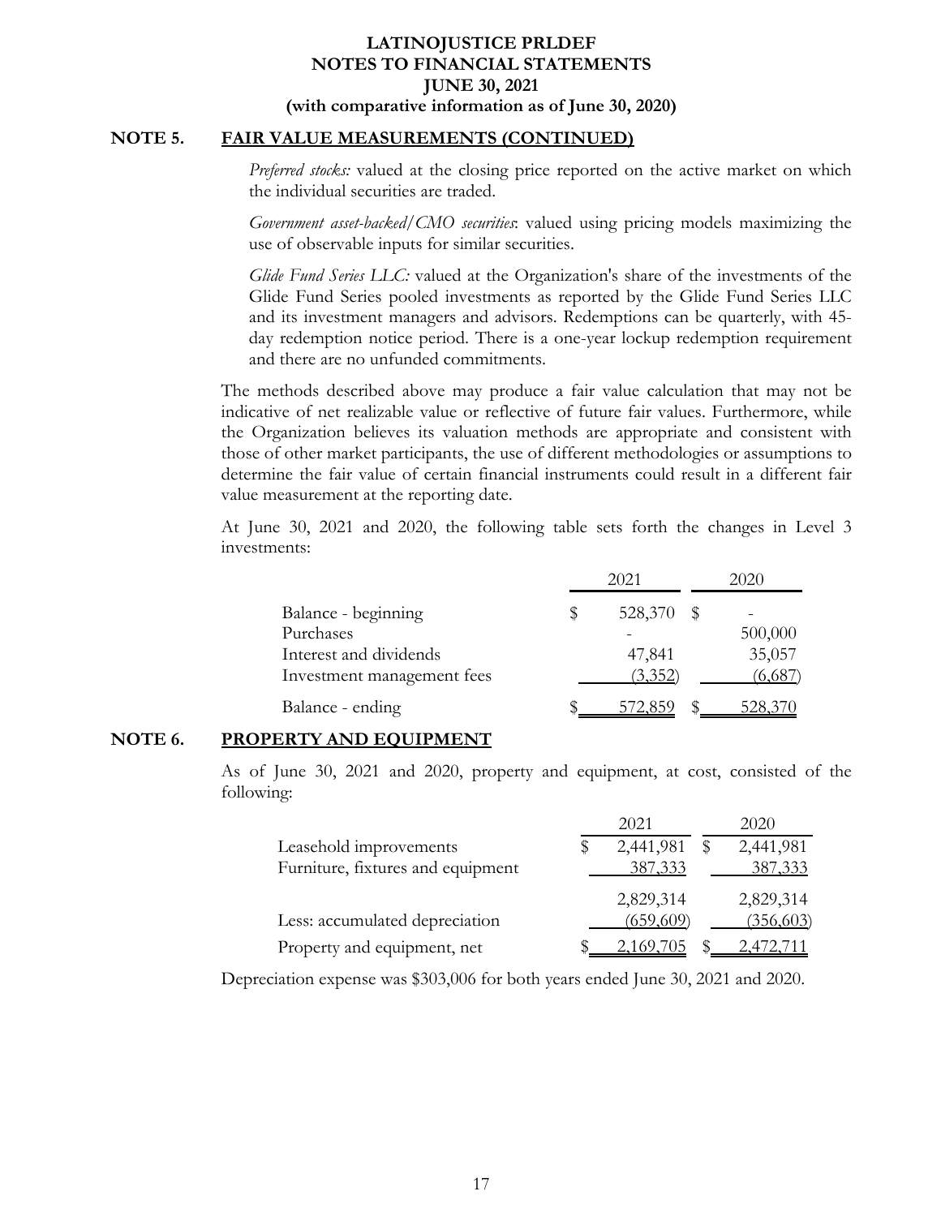## NOTE 5. FAIR VALUE MEASUREMENTS (CONTINUED)

*Preferred stocks:* valued at the closing price reported on the active market on which the individual securities are traded.

*Government asset-backed/CMO securities*: valued using pricing models maximizing the use of observable inputs for similar securities.

*Glide Fund Series LLC:* valued at the Organization's share of the investments of the Glide Fund Series pooled investments as reported by the Glide Fund Series LLC and its investment managers and advisors. Redemptions can be quarterly, with 45-day redemption notice period. There is a one-year lockup redemption requirement and there are no unfunded commitments.

The methods described above may produce a fair value calculation that may not be indicative of net realizable value or reflective of future fair values. Furthermore, while the Organization believes its valuation methods are appropriate and consistent with those of other market participants, the use of different methodologies or assumptions to determine the fair value of certain financial instruments could result in a different fair value measurement at the reporting date.

At June 30, 2021 and 2020, the following table sets forth the changes in Level 3 investments:

| | 2021 | 2020 |
|---|---|---|
| Balance - beginning | $ 528,370 | $ - |
| Purchases | - | 500,000 |
| Interest and dividends | 47,841 | 35,057 |
| Investment management fees | (3,352) | (6,687) |
| Balance - ending | $ 572,859 | $ 528,370 |

## NOTE 6. PROPERTY AND EQUIPMENT

As of June 30, 2021 and 2020, property and equipment, at cost, consisted of the following:

| | 2021 | 2020 |
|---|---|---|
| Leasehold improvements | $ 2,441,981 | $ 2,441,981 |
| Furniture, fixtures and equipment | 387,333 | 387,333 |
| | 2,829,314 | 2,829,314 |
| Less: accumulated depreciation | (659,609) | (356,603) |
| Property and equipment, net | $ 2,169,705 | $ 2,472,711 |

Depreciation expense was $303,006 for both years ended June 30, 2021 and 2020.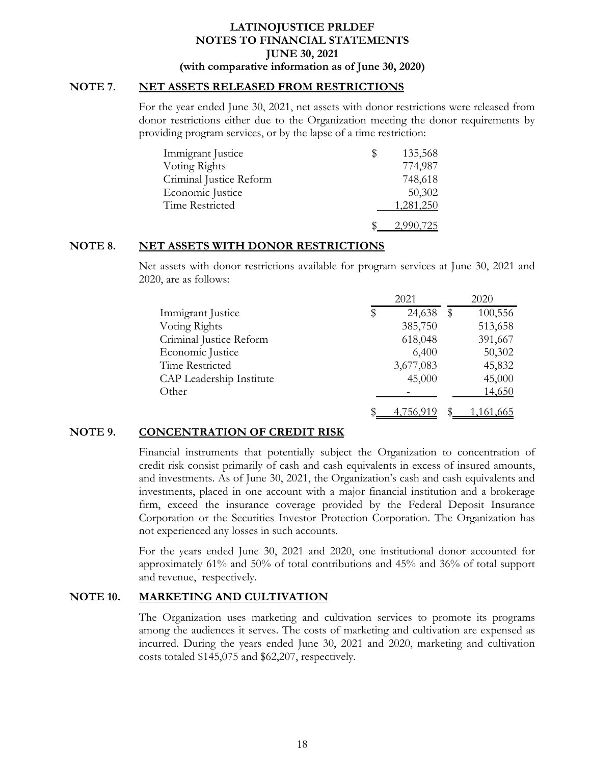**LATINOJUSTICE PRLDEF**
**NOTES TO FINANCIAL STATEMENTS**
**JUNE 30, 2021**
**(with comparative information as of June 30, 2020)**

## NOTE 7. NET ASSETS RELEASED FROM RESTRICTIONS

For the year ended June 30, 2021, net assets with donor restrictions were released from donor restrictions either due to the Organization meeting the donor requirements by providing program services, or by the lapse of a time restriction:

| | |
|---|---|
| Immigrant Justice | $ 135,568 |
| Voting Rights | 774,987 |
| Criminal Justice Reform | 748,618 |
| Economic Justice | 50,302 |
| Time Restricted | 1,281,250 |
| | $ 2,990,725 |

## NOTE 8. NET ASSETS WITH DONOR RESTRICTIONS

Net assets with donor restrictions available for program services at June 30, 2021 and 2020, are as follows:

| | 2021 | 2020 |
|---|---|---|
| Immigrant Justice | $ 24,638 | $ 100,556 |
| Voting Rights | 385,750 | 513,658 |
| Criminal Justice Reform | 618,048 | 391,667 |
| Economic Justice | 6,400 | 50,302 |
| Time Restricted | 3,677,083 | 45,832 |
| CAP Leadership Institute | 45,000 | 45,000 |
| Other | - | 14,650 |
| | $ 4,756,919 | $ 1,161,665 |

## NOTE 9. CONCENTRATION OF CREDIT RISK

Financial instruments that potentially subject the Organization to concentration of credit risk consist primarily of cash and cash equivalents in excess of insured amounts, and investments. As of June 30, 2021, the Organization's cash and cash equivalents and investments, placed in one account with a major financial institution and a brokerage firm, exceed the insurance coverage provided by the Federal Deposit Insurance Corporation or the Securities Investor Protection Corporation. The Organization has not experienced any losses in such accounts.

For the years ended June 30, 2021 and 2020, one institutional donor accounted for approximately 61% and 50% of total contributions and 45% and 36% of total support and revenue, respectively.

## NOTE 10. MARKETING AND CULTIVATION

The Organization uses marketing and cultivation services to promote its programs among the audiences it serves. The costs of marketing and cultivation are expensed as incurred. During the years ended June 30, 2021 and 2020, marketing and cultivation costs totaled $145,075 and $62,207, respectively.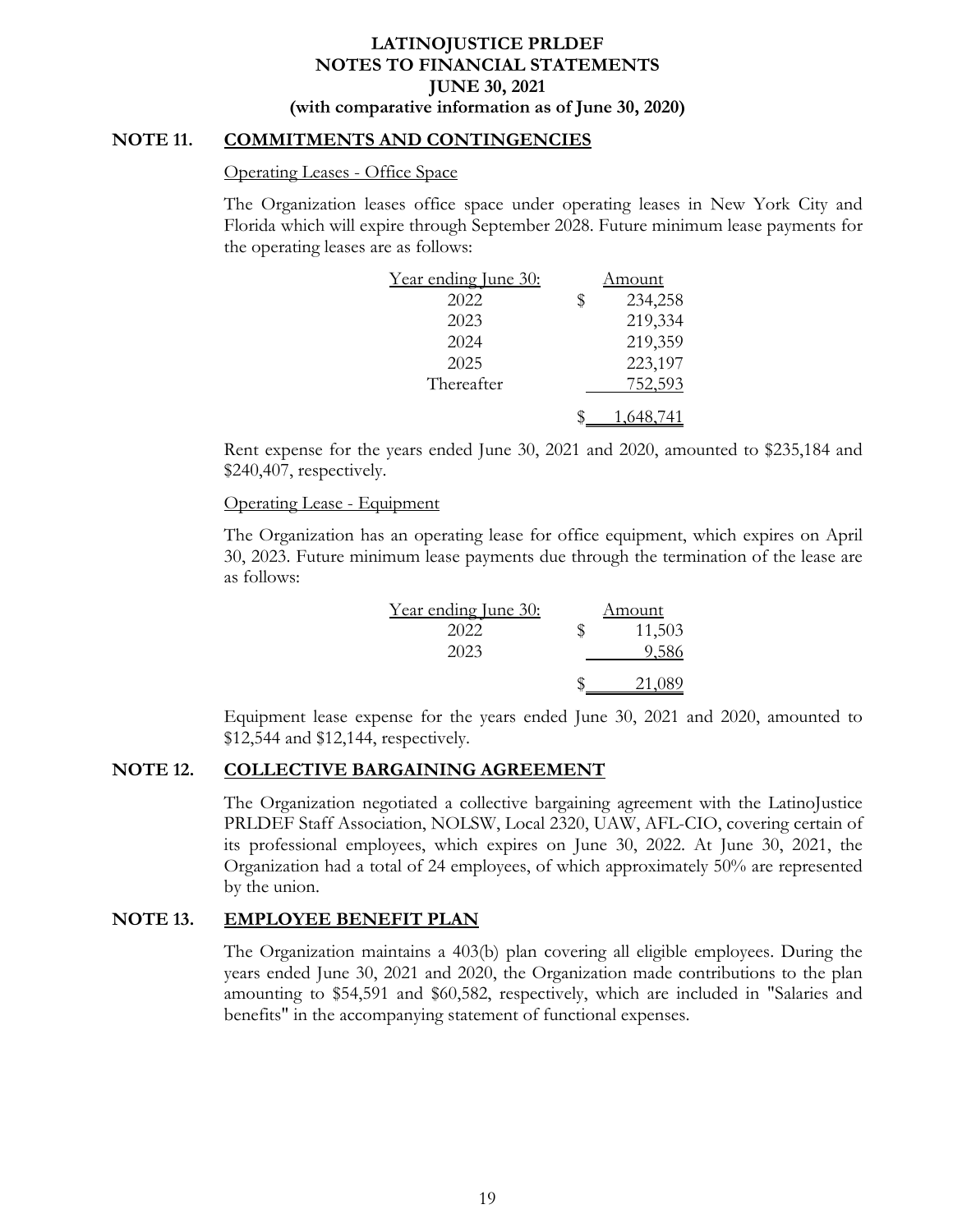**LATINOJUSTICE PRLDEF**
**NOTES TO FINANCIAL STATEMENTS**
**JUNE 30, 2021**
**(with comparative information as of June 30, 2020)**

## NOTE 11. COMMITMENTS AND CONTINGENCIES

### Operating Leases - Office Space

The Organization leases office space under operating leases in New York City and Florida which will expire through September 2028. Future minimum lease payments for the operating leases are as follows:

| Year ending June 30: | Amount |
|---|---|
| 2022 | $ 234,258 |
| 2023 | 219,334 |
| 2024 | 219,359 |
| 2025 | 223,197 |
| Thereafter | 752,593 |
| | $ 1,648,741 |

Rent expense for the years ended June 30, 2021 and 2020, amounted to $235,184 and $240,407, respectively.

### Operating Lease - Equipment

The Organization has an operating lease for office equipment, which expires on April 30, 2023. Future minimum lease payments due through the termination of the lease are as follows:

| Year ending June 30: | Amount |
|---|---|
| 2022 | $ 11,503 |
| 2023 | 9,586 |
| | $ 21,089 |

Equipment lease expense for the years ended June 30, 2021 and 2020, amounted to $12,544 and $12,144, respectively.

## NOTE 12. COLLECTIVE BARGAINING AGREEMENT

The Organization negotiated a collective bargaining agreement with the LatinoJustice PRLDEF Staff Association, NOLSW, Local 2320, UAW, AFL-CIO, covering certain of its professional employees, which expires on June 30, 2022. At June 30, 2021, the Organization had a total of 24 employees, of which approximately 50% are represented by the union.

## NOTE 13. EMPLOYEE BENEFIT PLAN

The Organization maintains a 403(b) plan covering all eligible employees. During the years ended June 30, 2021 and 2020, the Organization made contributions to the plan amounting to $54,591 and $60,582, respectively, which are included in "Salaries and benefits" in the accompanying statement of functional expenses.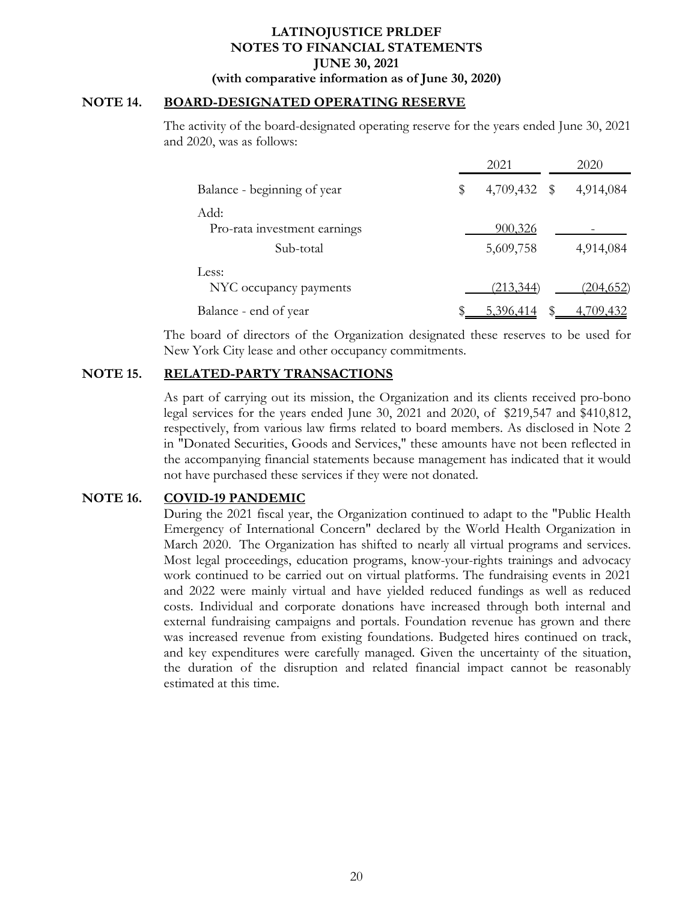# LATINOJUSTICE PRLDEF
# NOTES TO FINANCIAL STATEMENTS
# JUNE 30, 2021
## (with comparative information as of June 30, 2020)

## NOTE 14. BOARD-DESIGNATED OPERATING RESERVE

The activity of the board-designated operating reserve for the years ended June 30, 2021 and 2020, was as follows:

| | 2021 | 2020 |
|---|---|---|
| Balance - beginning of year | $ 4,709,432 | $ 4,914,084 |
| Add: | | |
| Pro-rata investment earnings | 900,326 | - |
| Sub-total | 5,609,758 | 4,914,084 |
| Less: | | |
| NYC occupancy payments | (213,344) | (204,652) |
| Balance - end of year | $ 5,396,414 | $ 4,709,432 |

The board of directors of the Organization designated these reserves to be used for New York City lease and other occupancy commitments.

## NOTE 15. RELATED-PARTY TRANSACTIONS

As part of carrying out its mission, the Organization and its clients received pro-bono legal services for the years ended June 30, 2021 and 2020, of $219,547 and $410,812, respectively, from various law firms related to board members. As disclosed in Note 2 in "Donated Securities, Goods and Services," these amounts have not been reflected in the accompanying financial statements because management has indicated that it would not have purchased these services if they were not donated.

## NOTE 16. COVID-19 PANDEMIC

During the 2021 fiscal year, the Organization continued to adapt to the "Public Health Emergency of International Concern" declared by the World Health Organization in March 2020. The Organization has shifted to nearly all virtual programs and services. Most legal proceedings, education programs, know-your-rights trainings and advocacy work continued to be carried out on virtual platforms. The fundraising events in 2021 and 2022 were mainly virtual and have yielded reduced fundings as well as reduced costs. Individual and corporate donations have increased through both internal and external fundraising campaigns and portals. Foundation revenue has grown and there was increased revenue from existing foundations. Budgeted hires continued on track, and key expenditures were carefully managed. Given the uncertainty of the situation, the duration of the disruption and related financial impact cannot be reasonably estimated at this time.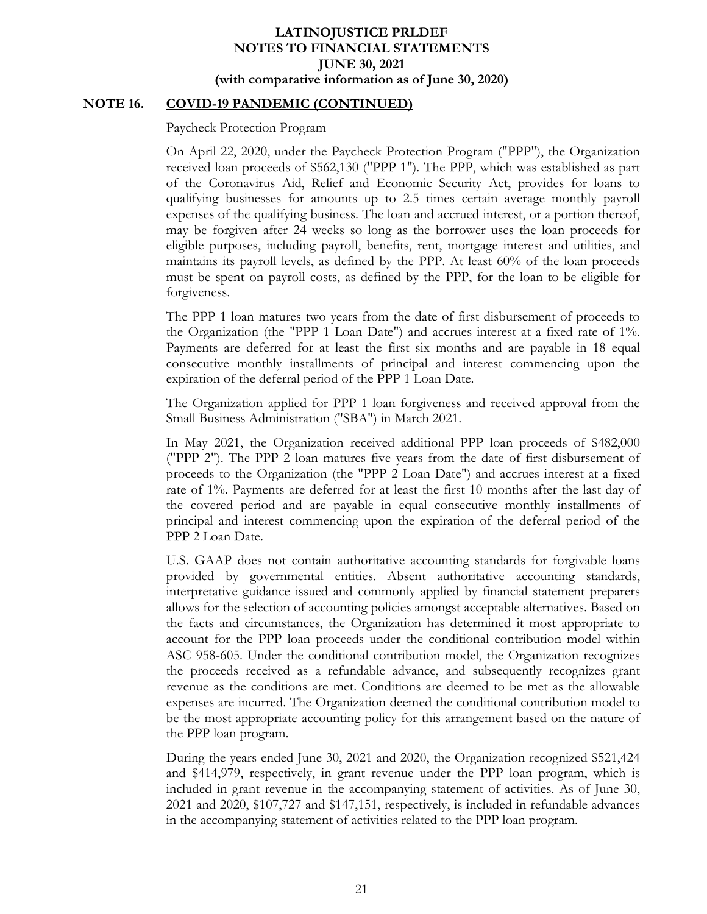## NOTE 16. COVID-19 PANDEMIC (CONTINUED)

Paycheck Protection Program

On April 22, 2020, under the Paycheck Protection Program ("PPP"), the Organization received loan proceeds of $562,130 ("PPP 1"). The PPP, which was established as part of the Coronavirus Aid, Relief and Economic Security Act, provides for loans to qualifying businesses for amounts up to 2.5 times certain average monthly payroll expenses of the qualifying business. The loan and accrued interest, or a portion thereof, may be forgiven after 24 weeks so long as the borrower uses the loan proceeds for eligible purposes, including payroll, benefits, rent, mortgage interest and utilities, and maintains its payroll levels, as defined by the PPP. At least 60% of the loan proceeds must be spent on payroll costs, as defined by the PPP, for the loan to be eligible for forgiveness.

The PPP 1 loan matures two years from the date of first disbursement of proceeds to the Organization (the "PPP 1 Loan Date") and accrues interest at a fixed rate of 1%. Payments are deferred for at least the first six months and are payable in 18 equal consecutive monthly installments of principal and interest commencing upon the expiration of the deferral period of the PPP 1 Loan Date.

The Organization applied for PPP 1 loan forgiveness and received approval from the Small Business Administration ("SBA") in March 2021.

In May 2021, the Organization received additional PPP loan proceeds of $482,000 ("PPP 2"). The PPP 2 loan matures five years from the date of first disbursement of proceeds to the Organization (the "PPP 2 Loan Date") and accrues interest at a fixed rate of 1%. Payments are deferred for at least the first 10 months after the last day of the covered period and are payable in equal consecutive monthly installments of principal and interest commencing upon the expiration of the deferral period of the PPP 2 Loan Date.

U.S. GAAP does not contain authoritative accounting standards for forgivable loans provided by governmental entities. Absent authoritative accounting standards, interpretative guidance issued and commonly applied by financial statement preparers allows for the selection of accounting policies amongst acceptable alternatives. Based on the facts and circumstances, the Organization has determined it most appropriate to account for the PPP loan proceeds under the conditional contribution model within ASC 958-605. Under the conditional contribution model, the Organization recognizes the proceeds received as a refundable advance, and subsequently recognizes grant revenue as the conditions are met. Conditions are deemed to be met as the allowable expenses are incurred. The Organization deemed the conditional contribution model to be the most appropriate accounting policy for this arrangement based on the nature of the PPP loan program.

During the years ended June 30, 2021 and 2020, the Organization recognized $521,424 and $414,979, respectively, in grant revenue under the PPP loan program, which is included in grant revenue in the accompanying statement of activities. As of June 30, 2021 and 2020, $107,727 and $147,151, respectively, is included in refundable advances in the accompanying statement of activities related to the PPP loan program.